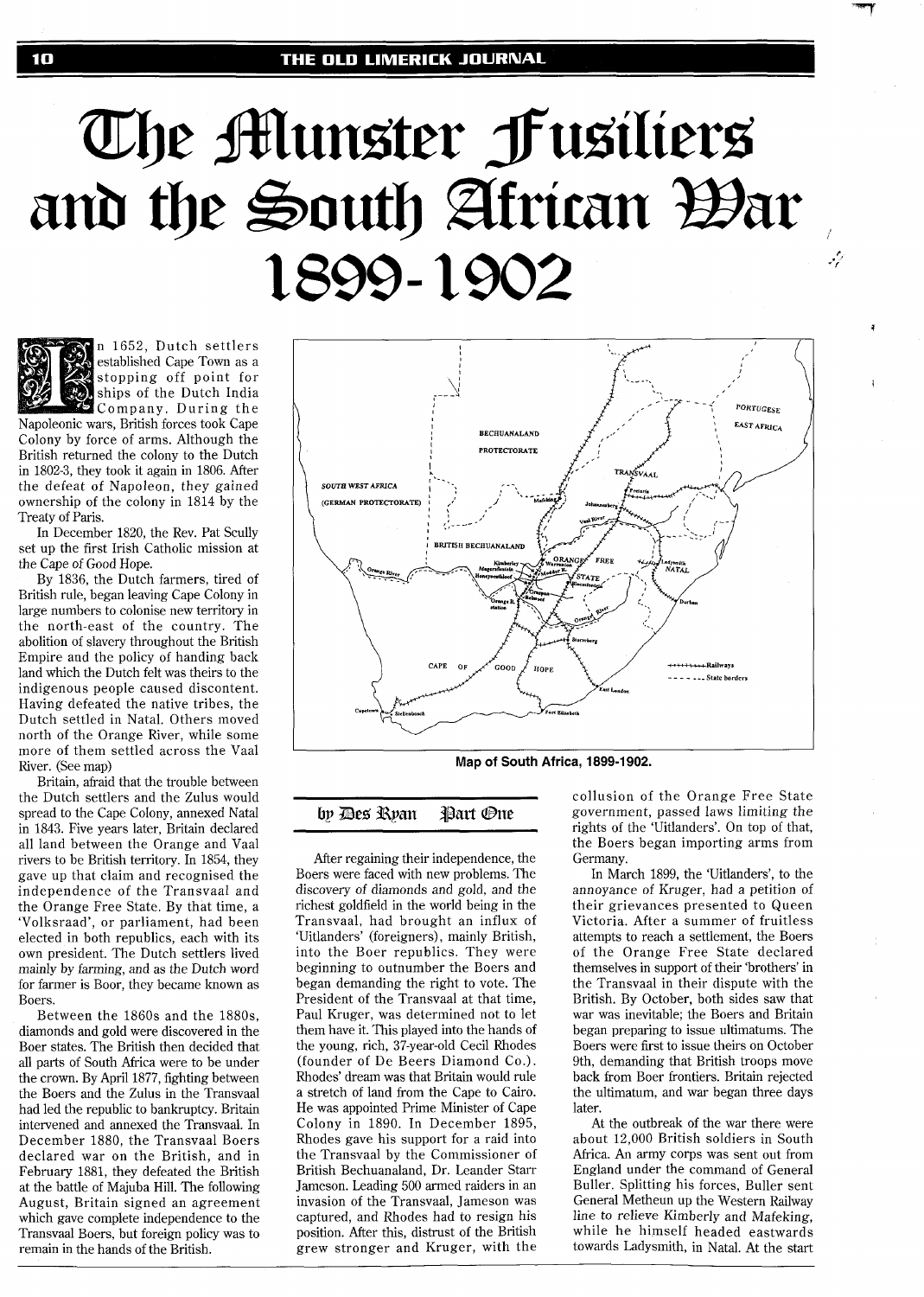# The Munster Fusiliers and the South African War 1899-1902

by Des Ryan Part One

In 1652, Dutch settlers established Cape Town as a stopping off point for ships of the Dutch India Company. During the Napoleonic wars, British forces took Cape Colony by force of arms. Although the British returned the colony to the Dutch in 1802-3, they took it again in 1806. After the defeat of Napoleon, they gained ownership of the colony in 1814 by the Treaty of Paris.

In December 1820, the Rev. Pat Scully set up the first Irish Catholic mission at the Cape of Good Hope.

By 1836, the Dutch farmers, tired of British rule, began leaving Cape Colony in large numbers to colonise new territory in the north-east of the country. The abolition of slavery throughout the British Empire and the policy of handing back land which the Dutch felt was theirs to the indigenous people caused discontent. Having defeated the native tribes, the Dutch settled in Natal. Others moved north of the Orange River, while some more of them settled across the Vaal River. (See map)

Britain, afraid that the trouble between the Dutch settlers and the Zulus would spread to the Cape Colony, annexed Natal in 1843. Five years later, Britain declared all land between the Orange and Vaal rivers to be British territory. In 1854, they gave up that claim and recognised the independence of the Transvaal and the Orange Free State. By that time, a 'Volksraad', or parliament, had been elected in both republics, each with its own president. The Dutch settlers lived mainly by farming, and as the Dutch word for farmer is Boor, they became known as Boers.

Between the 1860s and the 1880s, diamonds and gold were discovered in the Boer states. The British then decided that all parts of South Africa were to be under the crown. By April 1877, fighting between the Boers and the Zulus in the Transvaal had led the republic to bankruptcy. Britain intervened and annexed the Transvaal. In December 1880, the Transvaal Boers declared war on the British, and in February 1881, they defeated the British at the battle of Majuba Hill. The following August, Britain signed an agreement which gave complete independence to the Transvaal Boers, but foreign policy was to remain in the hands of the British.

Map of South Africa, 1899-1902.

After regaining their independence, the Boers were faced with new problems. The discovery of diamonds and gold, and the richest goldfield in the world being in the Transvaal, had brought an influx of 'Uitlanders' (foreigners), mainly British, into the Boer republics. They were beginning to outnumber the Boers and began demanding the right to vote. The President of the Transvaal at that time, Paul Kruger, was determined not to let them have it. This played into the hands of the young, rich, 37-year-old Cecil Rhodes (founder of De Beers Diamond Co.). Rhodes' dream was that Britain would rule a stretch of land from the Cape to Cairo. He was appointed Prime Minister of Cape Colony in 1890. In December 1895, Rhodes gave his support for a raid into the Transvaal by the Commissioner of British Bechuanaland, Dr. Leander Starr Jameson. Leading 500 armed raiders in an invasion of the Transvaal, Jameson was captured, and Rhodes had to resign his position. After this, distrust of the British grew stronger and Kruger, with the collusion of the Orange Free State government, passed laws limiting the rights of the 'Uitlanders'. On top of that, the Boers began importing arms from Germany.

In March 1899, the 'Uitlanders', to the annoyance of Kruger, had a petition of their grievances presented to Queen Victoria. After a summer of fruitless attempts to reach a settlement, the Boers of the Orange Free State declared themselves in support of their 'brothers' in the Transvaal in their dispute with the British. By October, both sides saw that war was inevitable; the Boers and Britain began preparing to issue ultimatums. The Boers were first to issue theirs on October 9th, demanding that British troops move back from Boer frontiers. Britain rejected the ultimatum, and war began three days later.

At the outbreak of the war there were about 12,000 British soldiers in South Africa. An army corps was sent out from England under the command of General Buller. Splitting his forces, Buller sent General Metheun up the Western Railway line to relieve Kimberly and Mafeking, while he himself headed eastwards towards Ladysmith, in Natal. At the start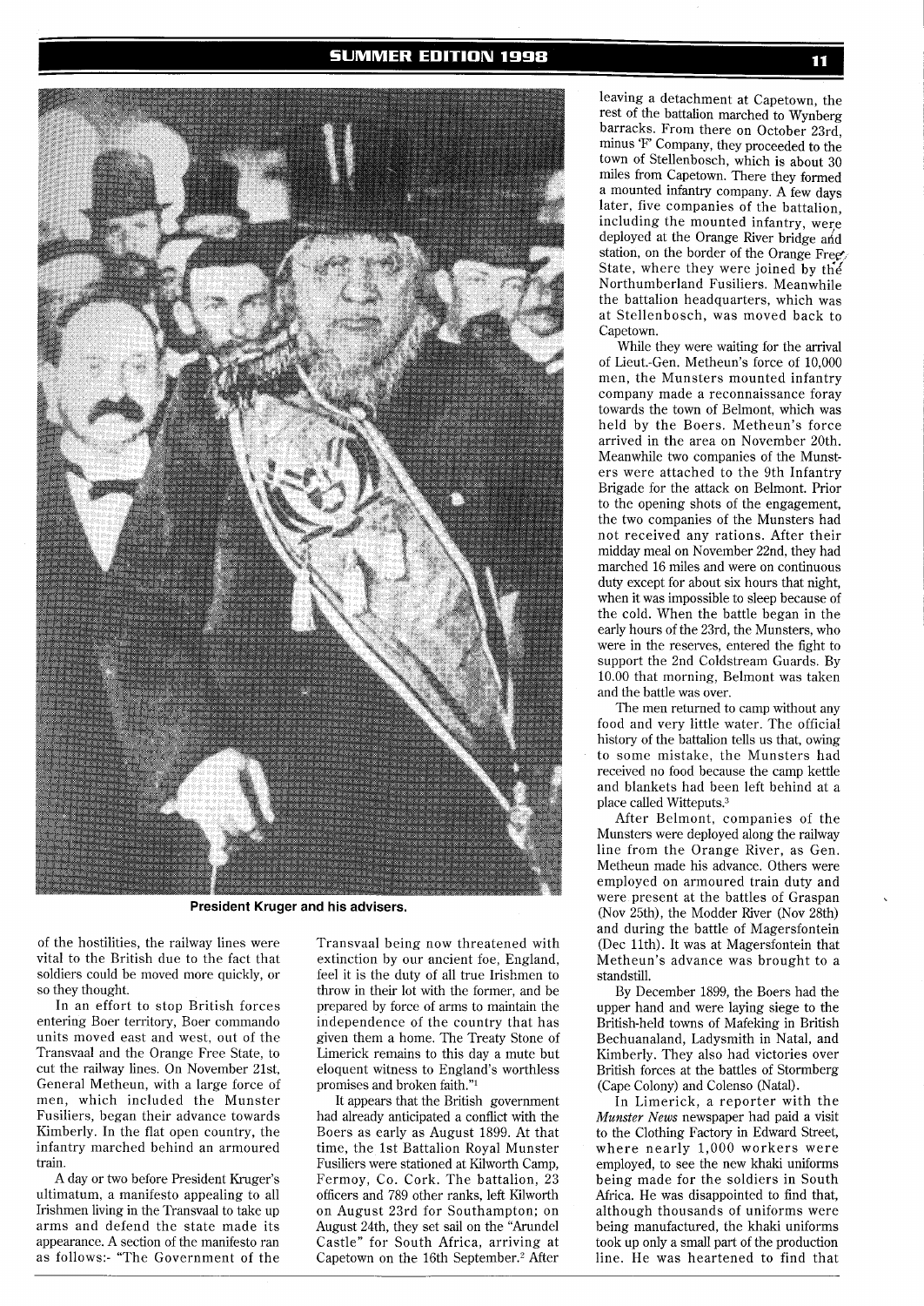President Kruger and his advisers.

of the hostilities, the railway lines were vital to the British due to the fact that soldiers could be moved more quickly, or so they thought.

In an effort to stop British forces entering Boer territory, Boer commando units moved east and west, out of the Transvaal and the Orange Free State, to cut the railway lines. On November 21st, General Metheun, with a large force of men, which included the Munster Fusiliers, began their advance towards Kimberly. In the flat open country, the infantry marched behind an armoured train.

A day or two before President Kruger's ultimatum, a manifesto appealing to all Irishmen living in the Transvaal to take up arms and defend the state made its appearance. A section of the manifesto ran as follows:- "The Government of the Transvaal being now threatened with extinction by our ancient foe, England, feel it is the duty of all true Irishmen to throw in their lot with the former, and be prepared by force of arms to maintain the independence of the country that has given them a home. The Treaty Stone of Limerick remains to this day a mute but eloquent witness to England's worthless promises and broken faith."[1]

It appears that the British government had already anticipated a conflict with the Boers as early as August 1899. At that time, the 1st Battalion Royal Munster Fusiliers were stationed at Kilworth Camp, Fermoy, Co. Cork. The battalion, 23 officers and 789 other ranks, left Kilworth on August 23rd for Southampton; on August 24th, they set sail on the "Arundel Castle" for South Africa, arriving at Capetown on the 16th September.[2] After leaving a detachment at Capetown, the rest of the battalion marched to Wynberg barracks. From there on October 23rd, minus 'F' Company, they proceeded to the town of Stellenbosch, which is about 30 miles from Capetown. There they formed a mounted infantry company. A few days later, five companies of the battalion, including the mounted infantry, were deployed at the Orange River bridge and station, on the border of the Orange Free State, where they were joined by the Northumberland Fusiliers. Meanwhile the battalion headquarters, which was at Stellenbosch, was moved back to Capetown.

While they were waiting for the arrival of Lieut.-Gen. Metheun's force of 10,000 men, the Munsters mounted infantry company made a reconnaissance foray towards the town of Belmont, which was held by the Boers. Metheun's force arrived in the area on November 20th. Meanwhile two companies of the Munsters were attached to the 9th Infantry Brigade for the attack on Belmont. Prior to the opening shots of the engagement, the two companies of the Munsters had not received any rations. After their midday meal on November 22nd, they had marched 16 miles and were on continuous duty except for about six hours that night, when it was impossible to sleep because of the cold. When the battle began in the early hours of the 23rd, the Munsters, who were in the reserves, entered the fight to support the 2nd Coldstream Guards. By 10.00 that morning, Belmont was taken and the battle was over.

The men returned to camp without any food and very little water. The official history of the battalion tells us that, owing to some mistake, the Munsters had received no food because the camp kettle and blankets had been left behind at a place called Witteputs.[3]

After Belmont, companies of the Munsters were deployed along the railway line from the Orange River, as Gen. Metheun made his advance. Others were employed on armoured train duty and were present at the battles of Graspan (Nov 25th), the Modder River (Nov 28th) and during the battle of Magersfontein (Dec 11th). It was at Magersfontein that Metheun's advance was brought to a standstill.

By December 1899, the Boers had the upper hand and were laying siege to the British-held towns of Mafeking in British Bechuanaland, Ladysmith in Natal, and Kimberly. They also had victories over British forces at the battles of Stormberg (Cape Colony) and Colenso (Natal).

In Limerick, a reporter with the *Munster News* newspaper had paid a visit to the Clothing Factory in Edward Street, where nearly 1,000 workers were employed, to see the new khaki uniforms being made for the soldiers in South Africa. He was disappointed to find that, although thousands of uniforms were being manufactured, the khaki uniforms took up only a small part of the production line. He was heartened to find that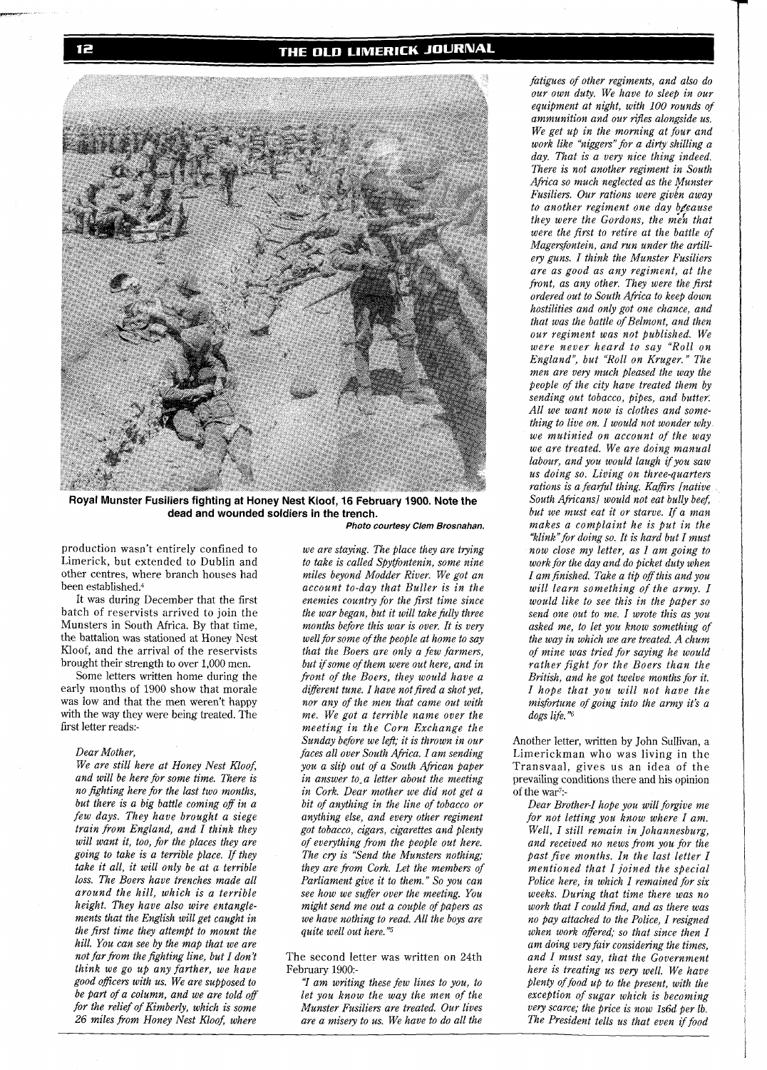**Royal Munster Fusiliers fighting at Honey Nest Kloof, 16 February 1900. Note the dead and wounded soldiers in the trench.**

***Photo courtesy Clem Brosnahan.***

production wasn't entirely confined to Limerick, but extended to Dublin and other centres, where branch houses had been established.[4]

It was during December that the first batch of reservists arrived to join the Munsters in South Africa. By that time, the battalion was stationed at Honey Nest Kloof, and the arrival of the reservists brought their strength to over 1,000 men.

Some letters written home during the early months of 1900 show that morale was low and that the men weren't happy with the way they were being treated. The first letter reads:-

*Dear Mother,*

*We are still here at Honey Nest Kloof, and will be here for some time. There is no fighting here for the last two months, but there is a big battle coming off in a few days. They have brought a siege train from England, and I think they will want it, too, for the places they are going to take is a terrible place. If they take it all, it will only be at a terrible loss. The Boers have trenches made all around the hill, which is a terrible height. They have also wire entanglements that the English will get caught in the first time they attempt to mount the hill. You can see by the map that we are not far from the fighting line, but I don't think we go up any farther, we have good officers with us. We are supposed to be part of a column, and we are told off for the relief of Kimberly, which is some 26 miles from Honey Nest Kloof, where we are staying. The place they are trying to take is called Spytfontenin, some nine miles beyond Modder River. We got an account to-day that Buller is in the enemies country for the first time since the war began, but it will take fully three months before this war is over. It is very well for some of the people at home to say that the Boers are only a few farmers, but if some of them were out here, and in front of the Boers, they would have a different tune. I have not fired a shot yet, nor any of the men that came out with me. We got a terrible name over the meeting in the Corn Exchange the Sunday before we left; it is thrown in our faces all over South Africa. I am sending you a slip out of a South African paper in answer to a letter about the meeting in Cork. Dear mother we did not get a bit of anything in the line of tobacco or anything else, and every other regiment got tobacco, cigars, cigarettes and plenty of everything from the people out here. The cry is "Send the Munsters nothing; they are from Cork. Let the members of Parliament give it to them." So you can see how we suffer over the meeting. You might send me out a couple of papers as we have nothing to read. All the boys are quite well out here."*[5]

The second letter was written on 24th February 1900:-

*"I am writing these few lines to you, to let you know the way the men of the Munster Fusiliers are treated. Our lives are a misery to us. We have to do all the fatigues of other regiments, and also do our own duty. We have to sleep in our equipment at night, with 100 rounds of ammunition and our rifles alongside us. We get up in the morning at four and work like "niggers" for a dirty shilling a day. That is a very nice thing indeed. There is not another regiment in South Africa so much neglected as the Munster Fusiliers. Our rations were given away to another regiment one day because they were the Gordons, the men that were the first to retire at the battle of Magersfontein, and run under the artillery guns. I think the Munster Fusiliers are as good as any regiment, at the front, as any other. They were the first ordered out to South Africa to keep down hostilities and only got one chance, and that was the battle of Belmont, and then our regiment was not published. We were never heard to say "Roll on England", but "Roll on Kruger." The men are very much pleased the way the people of the city have treated them by sending out tobacco, pipes, and butter. All we want now is clothes and something to live on. I would not wonder why we mutinied on account of the way we are treated. We are doing manual labour, and you would laugh if you saw us doing so. Living on three-quarters rations is a fearful thing. Kaffirs [native South Africans] would not eat bully beef, but we must eat it or starve. If a man makes a complaint he is put in the "klink" for doing so. It is hard but I must now close my letter, as I am going to work for the day and do picket duty when I am finished. Take a tip off this and you will learn something of the army. I would like to see this in the paper so send one out to me. I wrote this as you asked me, to let you know something of the way in which we are treated. A chum of mine was tried for saying he would rather fight for the Boers than the British, and he got twelve months for it. I hope that you will not have the misfortune of going into the army it's a dogs life."*[6]

Another letter, written by John Sullivan, a Limerickman who was living in the Transvaal, gives us an idea of the prevailing conditions there and his opinion of the war[7]:-

*Dear Brother-I hope you will forgive me for not letting you know where I am. Well, I still remain in Johannesburg, and received no news from you for the past five months. In the last letter I mentioned that I joined the special Police here, in which I remained for six weeks. During that time there was no work that I could find, and as there was no pay attached to the Police, I resigned when work offered; so that since then I am doing very fair considering the times, and I must say, that the Government here is treating us very well. We have plenty of food up to the present, with the exception of sugar which is becoming very scarce; the price is now 1s6d per lb. The President tells us that even if food*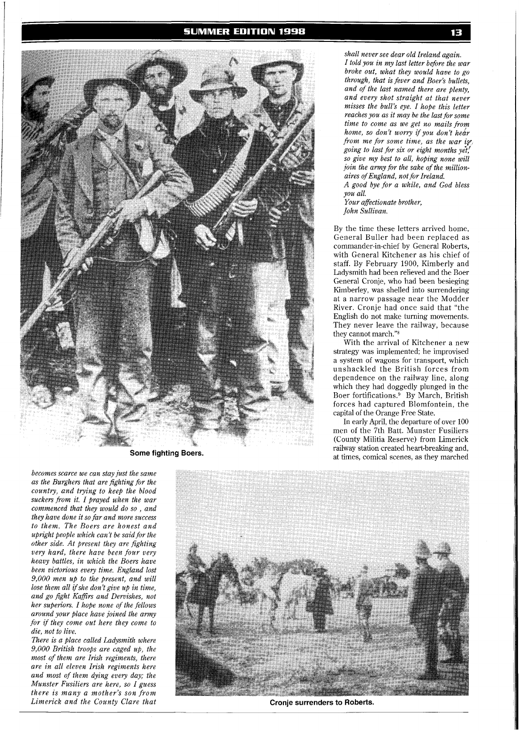*shall never see dear old Ireland again.*
*I told you in my last letter before the war broke out, what they would have to go through, that is fever and Boer's bullets, and of the last named there are plenty, and every shot straight at that never misses the bull's eye. I hope this letter reaches you as it may be the last for some time to come as we get no mails from home, so don't worry if you don't hear from me for some time, as the war is going to last for six or eight months yet, so give my best to all, hoping none will join the army for the sake of the millionaires of England, not for Ireland.*
*A good bye for a while, and God bless you all.*
*Your affectionate brother,*
*John Sullivan.*

By the time these letters arrived home, General Buller had been replaced as commander-in-chief by General Roberts, with General Kitchener as his chief of staff. By February 1900, Kimberly and Ladysmith had been relieved and the Boer General Cronje, who had been besieging Kimberley, was shelled into surrendering at a narrow passage near the Modder River. Cronje had once said that "the English do not make turning movements. They never leave the railway, because they cannot march."[8]

With the arrival of Kitchener a new strategy was implemented; he improvised a system of wagons for transport, which unshackled the British forces from dependence on the railway line, along which they had doggedly plunged in the Boer fortifications.[9] By March, British forces had captured Blomfontein, the capital of the Orange Free State.

In early April, the departure of over 100 men of the 7th Batt. Munster Fusiliers (County Militia Reserve) from Limerick railway station created heart-breaking and, at times, comical scenes, as they marched

Some fighting Boers.

*becomes scarce we can stay just the same as the Burghers that are fighting for the country, and trying to keep the blood suckers from it. I prayed when the war commenced that they would do so , and they have done it so far and more success to them. The Boers are honest and upright people which can't be said for the other side. At present they are fighting very hard, there have been four very heavy battles, in which the Boers have been victorious every time. England lost 9,000 men up to the present, and will lose them all if she don't give up in time, and go fight Kaffirs and Dervishes, not her superiors. I hope none of the fellows around your place have joined the army for if they come out here they come to die, not to live.*
*There is a place called Ladysmith where 9,000 British troops are caged up, the most of them are Irish regiments, there are in all eleven Irish regiments here and most of them dying every day; the Munster Fusiliers are here, so I guess there is many a mother's son from Limerick and the County Clare that*

Cronje surrenders to Roberts.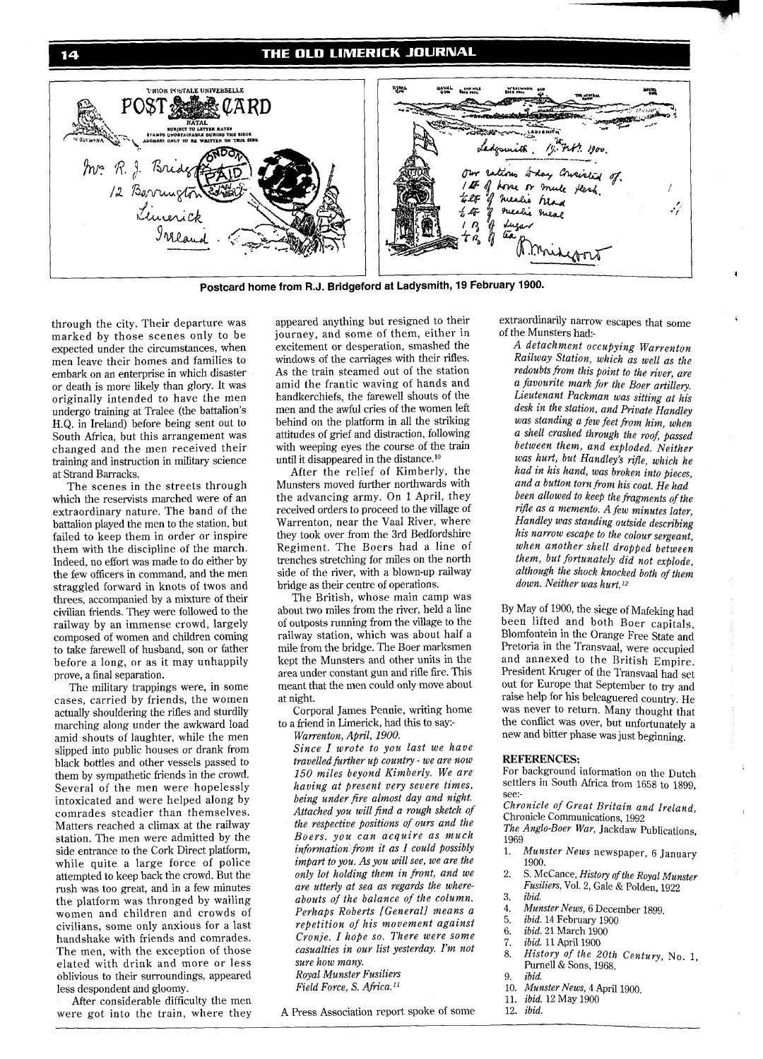Postcard home from R.J. Bridgeford at Ladysmith, 19 February 1900.

through the city. Their departure was marked by those scenes only to be expected under the circumstances, when men leave their homes and families to embark on an enterprise in which disaster or death is more likely than glory. It was originally intended to have the men undergo training at Tralee (the battalion's H.Q. in Ireland) before being sent out to South Africa, but this arrangement was changed and the men received their training and instruction in military science at Strand Barracks.

The scenes in the streets through which the reservists marched were of an extraordinary nature. The band of the battalion played the men to the station, but failed to keep them in order or inspire them with the discipline of the march. Indeed, no effort was made to do either by the few officers in command, and the men straggled forward in knots of twos and threes, accompanied by a mixture of their civilian friends. They were followed to the railway by an immense crowd, largely composed of women and children coming to take farewell of husband, son or father before a long, or as it may unhappily prove, a final separation.

The military trappings were, in some cases, carried by friends, the women actually shouldering the rifles and sturdily marching along under the awkward load amid shouts of laughter, while the men slipped into public houses or drank from black bottles and other vessels passed to them by sympathetic friends in the crowd. Several of the men were hopelessly intoxicated and were helped along by comrades steadier than themselves. Matters reached a climax at the railway station. The men were admitted by the side entrance to the Cork Direct platform, while quite a large force of police attempted to keep back the crowd. But the rush was too great, and in a few minutes the platform was thronged by wailing women and children and crowds of civilians, some only anxious for a last handshake with friends and comrades. The men, with the exception of those elated with drink and more or less oblivious to their surroundings, appeared less despondent and gloomy.

After considerable difficulty the men were got into the train, where they appeared anything but resigned to their journey, and some of them, either in excitement or desperation, smashed the windows of the carriages with their rifles. As the train steamed out of the station amid the frantic waving of hands and handkerchiefs, the farewell shouts of the men and the awful cries of the women left behind on the platform in all the striking attitudes of grief and distraction, following with weeping eyes the course of the train until it disappeared in the distance.[10]

After the relief of Kimberly, the Munsters moved further northwards with the advancing army. On 1 April, they received orders to proceed to the village of Warrenton, near the Vaal River, where they took over from the 3rd Bedfordshire Regiment. The Boers had a line of trenches stretching for miles on the north side of the river, with a blown-up railway bridge as their centre of operations.

The British, whose main camp was about two miles from the river, held a line of outposts running from the village to the railway station, which was about half a mile from the bridge. The Boer marksmen kept the Munsters and other units in the area under constant gun and rifle fire. This meant that the men could only move about at night.

Corporal James Pennie, writing home to a friend in Limerick, had this to say:-

> *Warrenton, April, 1900.*
>
> *Since I wrote to you last we have travelled further up country - we are now 150 miles beyond Kimberly. We are having at present very severe times, being under fire almost day and night. Attached you will find a rough sketch of the respective positions of ours and the Boers. you can acquire as much information from it as I could possibly impart to you. As you will see, we are the only lot holding them in front, and we are utterly at sea as regards the whereabouts of the balance of the column. Perhaps Roberts [General] means a repetition of his movement against Cronje. I hope so. There were some casualties in our list yesterday. I'm not sure how many.*
>
> *Royal Munster Fusiliers*
>
> *Field Force, S. Africa.*[11]

A Press Association report spoke of some extraordinarily narrow escapes that some of the Munsters had:-

> *A detachment occupying Warrenton Railway Station, which as well as the redoubts from this point to the river, are a favourite mark for the Boer artillery. Lieutenant Packman was sitting at his desk in the station, and Private Handley was standing a few feet from him, when a shell crashed through the roof, passed between them, and exploded. Neither was hurt, but Handley's rifle, which he had in his hand, was broken into pieces, and a button torn from his coat. He had been allowed to keep the fragments of the rifle as a memento. A few minutes later, Handley was standing outside describing his narrow escape to the colour sergeant, when another shell dropped between them, but fortunately did not explode, although the shock knocked both of them down. Neither was hurt.*[12]

By May of 1900, the siege of Mafeking had been lifted and both Boer capitals, Blomfontein in the Orange Free State and Pretoria in the Transvaal, were occupied and annexed to the British Empire. President Kruger of the Transvaal had set out for Europe that September to try and raise help for his beleaguered country. He was never to return. Many thought that the conflict was over, but unfortunately a new and bitter phase was just beginning.

## REFERENCES:

For background information on the Dutch settlers in South Africa from 1658 to 1899, see:-

*Chronicle of Great Britain and Ireland*, Chronicle Communications, 1992

*The Anglo-Boer War*, Jackdaw Publications, 1969

1. *Munster News* newspaper, 6 January 1900.
2. S. McCance, *History of the Royal Munster Fusiliers*, Vol. 2, Gale & Polden, 1922
3. *ibid.*
4. *Munster News*, 6 December 1899.
5. *ibid.* 14 February 1900
6. *ibid.* 21 March 1900
7. *ibid.* 11 April 1900
8. *History of the 20th Century*, No. 1, Purnell & Sons, 1968.
9. *ibid.*
10. *Munster News*, 4 April 1900.
11. *ibid.* 12 May 1900
12. *ibid.*